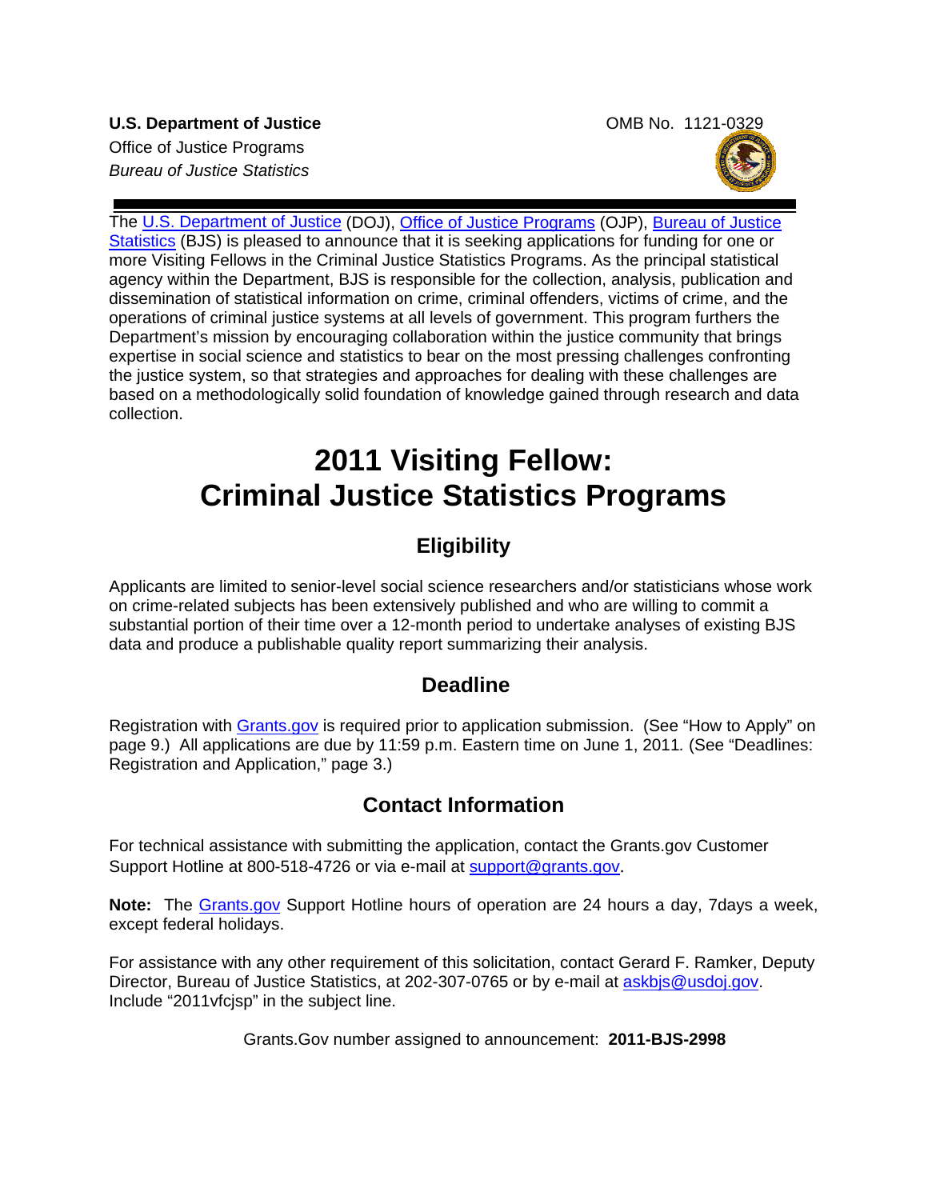**U.S. Department of Justice**
Office of Justice Programs
*Bureau of Justice Statistics*

OMB No. 1121-0329

The U.S. Department of Justice (DOJ), Office of Justice Programs (OJP), Bureau of Justice Statistics (BJS) is pleased to announce that it is seeking applications for funding for one or more Visiting Fellows in the Criminal Justice Statistics Programs. As the principal statistical agency within the Department, BJS is responsible for the collection, analysis, publication and dissemination of statistical information on crime, criminal offenders, victims of crime, and the operations of criminal justice systems at all levels of government. This program furthers the Department's mission by encouraging collaboration within the justice community that brings expertise in social science and statistics to bear on the most pressing challenges confronting the justice system, so that strategies and approaches for dealing with these challenges are based on a methodologically solid foundation of knowledge gained through research and data collection.

# 2011 Visiting Fellow: Criminal Justice Statistics Programs

## Eligibility

Applicants are limited to senior-level social science researchers and/or statisticians whose work on crime-related subjects has been extensively published and who are willing to commit a substantial portion of their time over a 12-month period to undertake analyses of existing BJS data and produce a publishable quality report summarizing their analysis.

## Deadline

Registration with Grants.gov is required prior to application submission. (See "How to Apply" on page 9.) All applications are due by 11:59 p.m. Eastern time on June 1, 2011. (See "Deadlines: Registration and Application," page 3.)

## Contact Information

For technical assistance with submitting the application, contact the Grants.gov Customer Support Hotline at 800-518-4726 or via e-mail at support@grants.gov.

**Note:** The Grants.gov Support Hotline hours of operation are 24 hours a day, 7days a week, except federal holidays.

For assistance with any other requirement of this solicitation, contact Gerard F. Ramker, Deputy Director, Bureau of Justice Statistics, at 202-307-0765 or by e-mail at askbjs@usdoj.gov. Include "2011vfcjsp" in the subject line.

Grants.Gov number assigned to announcement: **2011-BJS-2998**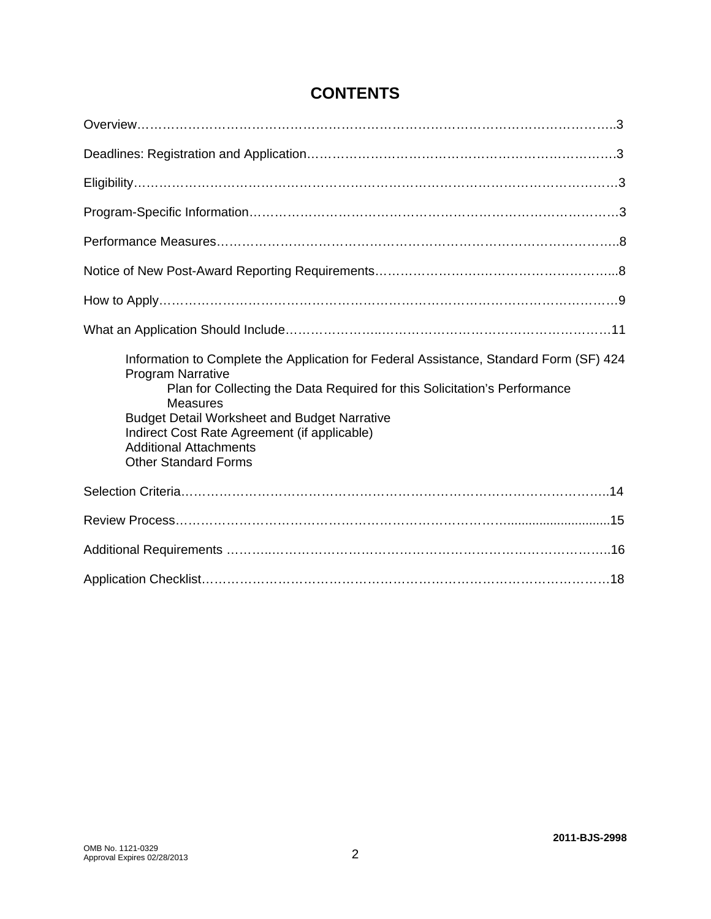# CONTENTS

Overview……………………………………………………………………………………………..3

Deadlines: Registration and Application……………………………………………………………….3

Eligibility…………………………………………………………………………………………………3

Program-Specific Information………………………………………………………………………….3

Performance Measures………………………………………………………………………………..8

Notice of New Post-Award Reporting Requirements………………………………………………...8

How to Apply……………………………………………………………………………………………9

What an Application Should Include…………………..……………………………………………11

- Information to Complete the Application for Federal Assistance, Standard Form (SF) 424
- Program Narrative
    - Plan for Collecting the Data Required for this Solicitation's Performance Measures
- Budget Detail Worksheet and Budget Narrative
- Indirect Cost Rate Agreement (if applicable)
- Additional Attachments
- Other Standard Forms

Selection Criteria……………………………………………………………………………………..14

Review Process…………………………………………………………………….........................15

Additional Requirements ………..…………………………………………………………………..16

Application Checklist………………………………………………………………………………18

2011-BJS-2998

OMB No. 1121-0329
Approval Expires 02/28/2013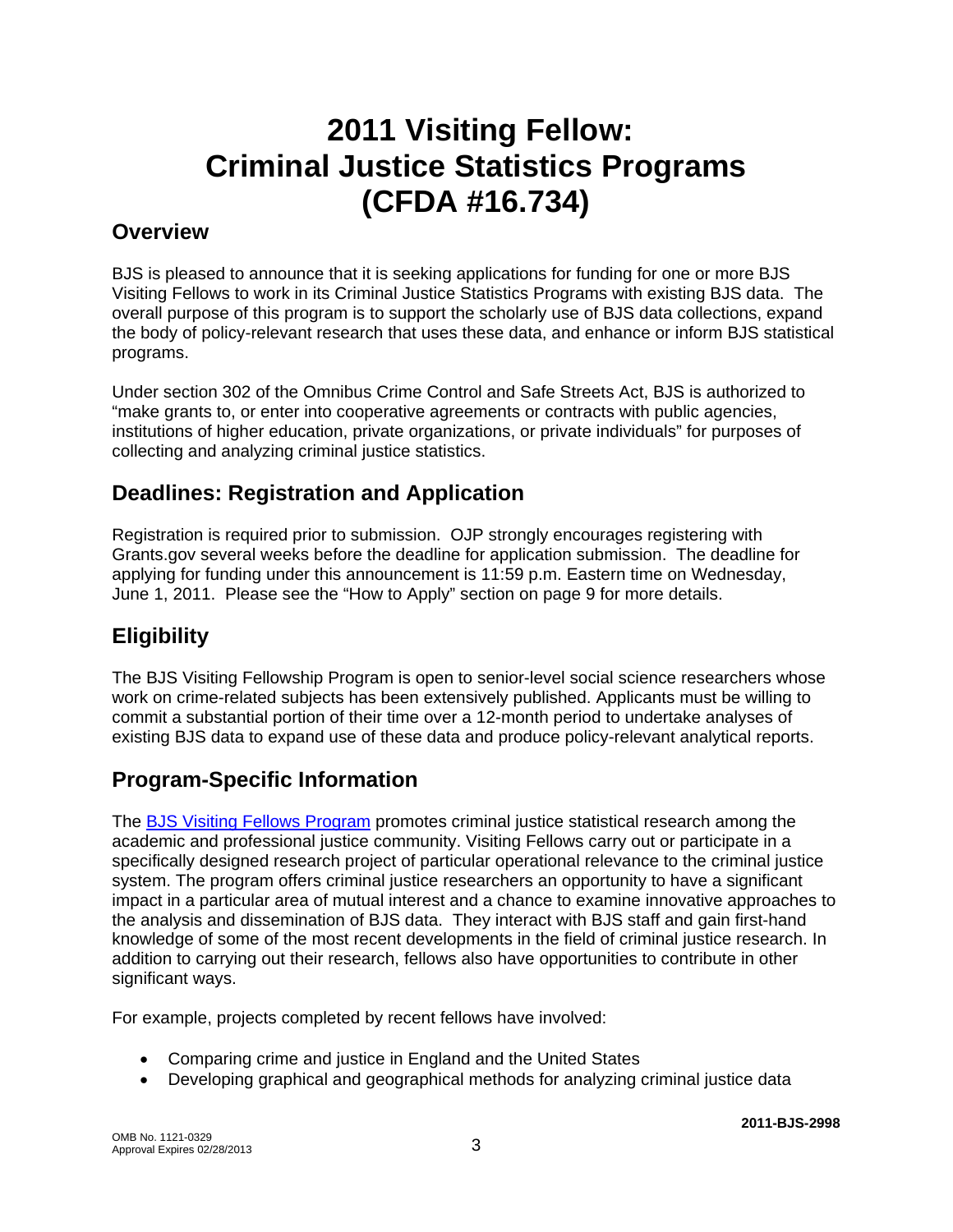# 2011 Visiting Fellow: Criminal Justice Statistics Programs (CFDA #16.734)

## Overview

BJS is pleased to announce that it is seeking applications for funding for one or more BJS Visiting Fellows to work in its Criminal Justice Statistics Programs with existing BJS data. The overall purpose of this program is to support the scholarly use of BJS data collections, expand the body of policy-relevant research that uses these data, and enhance or inform BJS statistical programs.

Under section 302 of the Omnibus Crime Control and Safe Streets Act, BJS is authorized to "make grants to, or enter into cooperative agreements or contracts with public agencies, institutions of higher education, private organizations, or private individuals" for purposes of collecting and analyzing criminal justice statistics.

## Deadlines: Registration and Application

Registration is required prior to submission. OJP strongly encourages registering with Grants.gov several weeks before the deadline for application submission. The deadline for applying for funding under this announcement is 11:59 p.m. Eastern time on Wednesday, June 1, 2011. Please see the "How to Apply" section on page 9 for more details.

## Eligibility

The BJS Visiting Fellowship Program is open to senior-level social science researchers whose work on crime-related subjects has been extensively published. Applicants must be willing to commit a substantial portion of their time over a 12-month period to undertake analyses of existing BJS data to expand use of these data and produce policy-relevant analytical reports.

## Program-Specific Information

The BJS Visiting Fellows Program promotes criminal justice statistical research among the academic and professional justice community. Visiting Fellows carry out or participate in a specifically designed research project of particular operational relevance to the criminal justice system. The program offers criminal justice researchers an opportunity to have a significant impact in a particular area of mutual interest and a chance to examine innovative approaches to the analysis and dissemination of BJS data. They interact with BJS staff and gain first-hand knowledge of some of the most recent developments in the field of criminal justice research. In addition to carrying out their research, fellows also have opportunities to contribute in other significant ways.

For example, projects completed by recent fellows have involved:

- Comparing crime and justice in England and the United States
- Developing graphical and geographical methods for analyzing criminal justice data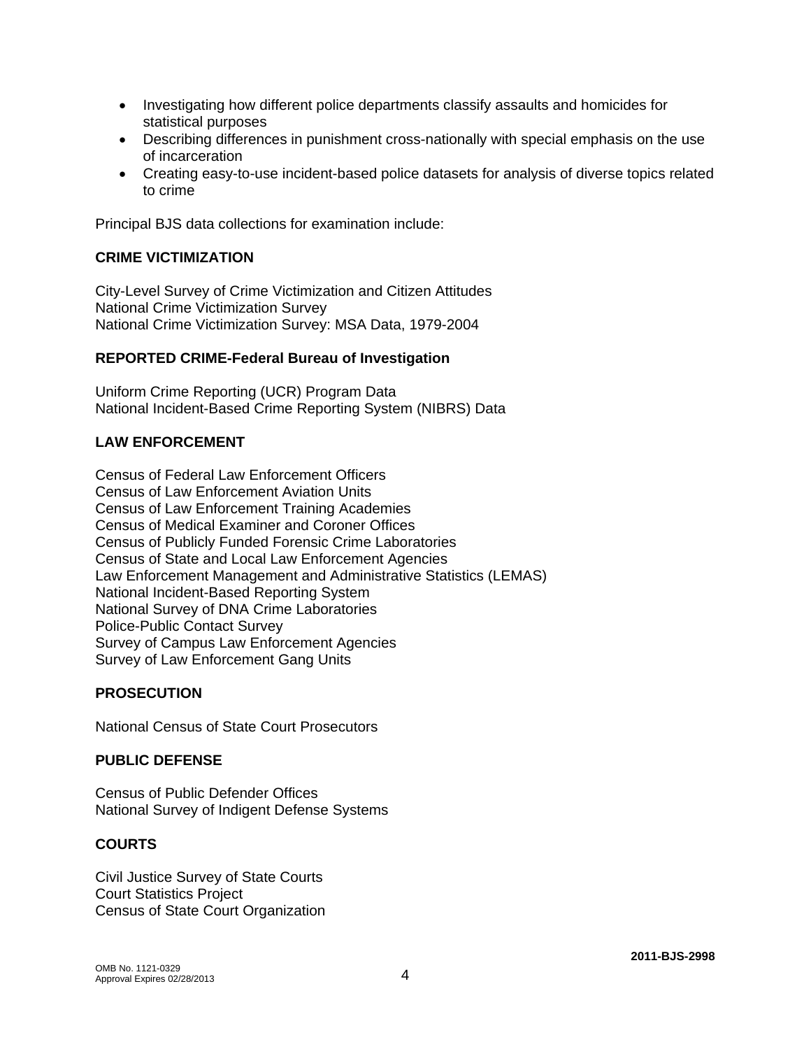- Investigating how different police departments classify assaults and homicides for statistical purposes
- Describing differences in punishment cross-nationally with special emphasis on the use of incarceration
- Creating easy-to-use incident-based police datasets for analysis of diverse topics related to crime

Principal BJS data collections for examination include:

**CRIME VICTIMIZATION**

City-Level Survey of Crime Victimization and Citizen Attitudes
National Crime Victimization Survey
National Crime Victimization Survey: MSA Data, 1979-2004

**REPORTED CRIME-Federal Bureau of Investigation**

Uniform Crime Reporting (UCR) Program Data
National Incident-Based Crime Reporting System (NIBRS) Data

**LAW ENFORCEMENT**

Census of Federal Law Enforcement Officers
Census of Law Enforcement Aviation Units
Census of Law Enforcement Training Academies
Census of Medical Examiner and Coroner Offices
Census of Publicly Funded Forensic Crime Laboratories
Census of State and Local Law Enforcement Agencies
Law Enforcement Management and Administrative Statistics (LEMAS)
National Incident-Based Reporting System
National Survey of DNA Crime Laboratories
Police-Public Contact Survey
Survey of Campus Law Enforcement Agencies
Survey of Law Enforcement Gang Units

**PROSECUTION**

National Census of State Court Prosecutors

**PUBLIC DEFENSE**

Census of Public Defender Offices
National Survey of Indigent Defense Systems

**COURTS**

Civil Justice Survey of State Courts
Court Statistics Project
Census of State Court Organization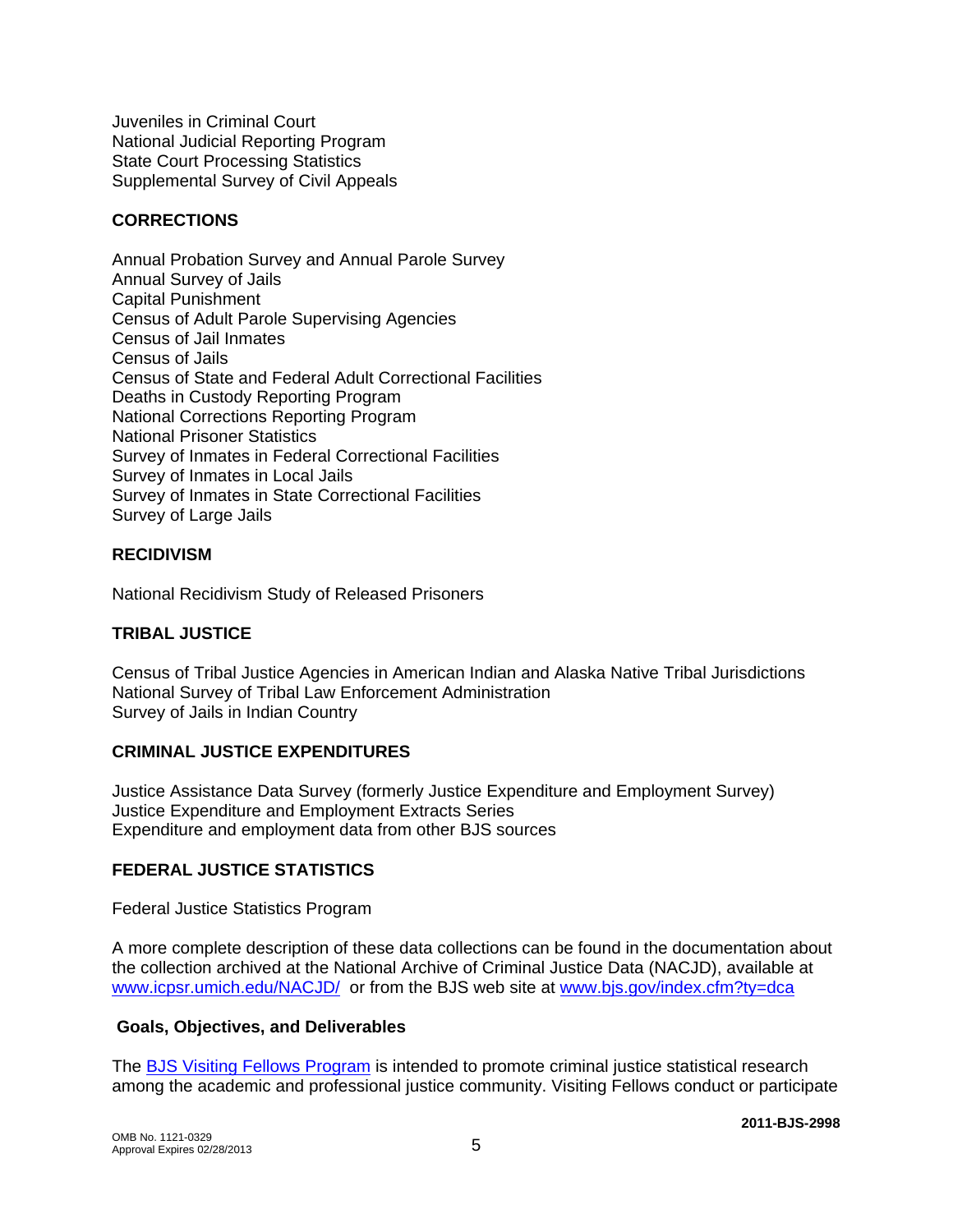Juveniles in Criminal Court
National Judicial Reporting Program
State Court Processing Statistics
Supplemental Survey of Civil Appeals

**CORRECTIONS**

Annual Probation Survey and Annual Parole Survey
Annual Survey of Jails
Capital Punishment
Census of Adult Parole Supervising Agencies
Census of Jail Inmates
Census of Jails
Census of State and Federal Adult Correctional Facilities
Deaths in Custody Reporting Program
National Corrections Reporting Program
National Prisoner Statistics
Survey of Inmates in Federal Correctional Facilities
Survey of Inmates in Local Jails
Survey of Inmates in State Correctional Facilities
Survey of Large Jails

**RECIDIVISM**

National Recidivism Study of Released Prisoners

**TRIBAL JUSTICE**

Census of Tribal Justice Agencies in American Indian and Alaska Native Tribal Jurisdictions
National Survey of Tribal Law Enforcement Administration
Survey of Jails in Indian Country

**CRIMINAL JUSTICE EXPENDITURES**

Justice Assistance Data Survey (formerly Justice Expenditure and Employment Survey)
Justice Expenditure and Employment Extracts Series
Expenditure and employment data from other BJS sources

**FEDERAL JUSTICE STATISTICS**

Federal Justice Statistics Program

A more complete description of these data collections can be found in the documentation about the collection archived at the National Archive of Criminal Justice Data (NACJD), available at [www.icpsr.umich.edu/NACJD/](www.icpsr.umich.edu/NACJD/) or from the BJS web site at [www.bjs.gov/index.cfm?ty=dca](www.bjs.gov/index.cfm?ty=dca)

## Goals, Objectives, and Deliverables

The [BJS Visiting Fellows Program]() is intended to promote criminal justice statistical research among the academic and professional justice community. Visiting Fellows conduct or participate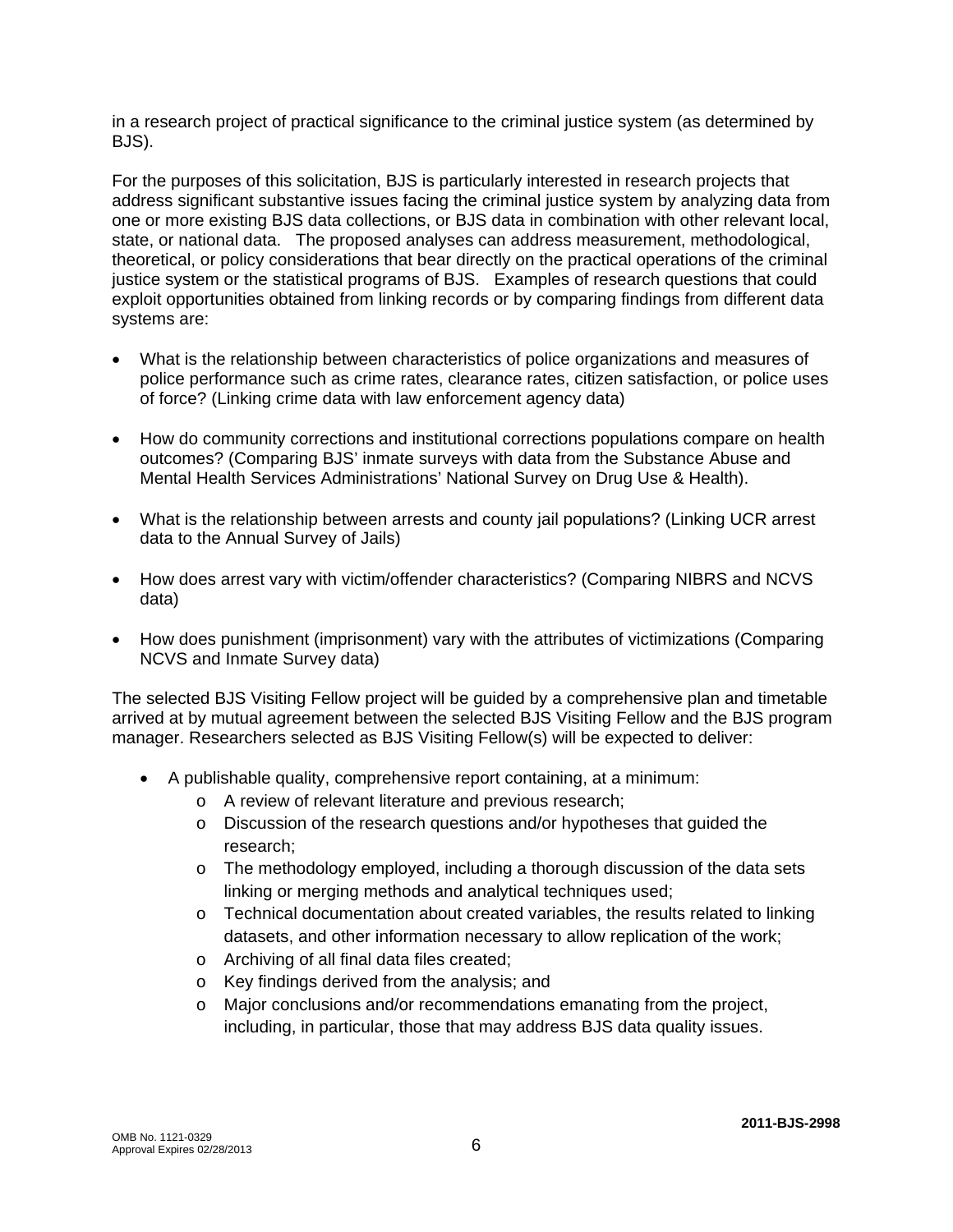in a research project of practical significance to the criminal justice system (as determined by BJS).

For the purposes of this solicitation, BJS is particularly interested in research projects that address significant substantive issues facing the criminal justice system by analyzing data from one or more existing BJS data collections, or BJS data in combination with other relevant local, state, or national data. The proposed analyses can address measurement, methodological, theoretical, or policy considerations that bear directly on the practical operations of the criminal justice system or the statistical programs of BJS. Examples of research questions that could exploit opportunities obtained from linking records or by comparing findings from different data systems are:

- What is the relationship between characteristics of police organizations and measures of police performance such as crime rates, clearance rates, citizen satisfaction, or police uses of force? (Linking crime data with law enforcement agency data)
- How do community corrections and institutional corrections populations compare on health outcomes? (Comparing BJS' inmate surveys with data from the Substance Abuse and Mental Health Services Administrations' National Survey on Drug Use & Health).
- What is the relationship between arrests and county jail populations? (Linking UCR arrest data to the Annual Survey of Jails)
- How does arrest vary with victim/offender characteristics? (Comparing NIBRS and NCVS data)
- How does punishment (imprisonment) vary with the attributes of victimizations (Comparing NCVS and Inmate Survey data)

The selected BJS Visiting Fellow project will be guided by a comprehensive plan and timetable arrived at by mutual agreement between the selected BJS Visiting Fellow and the BJS program manager. Researchers selected as BJS Visiting Fellow(s) will be expected to deliver:

- A publishable quality, comprehensive report containing, at a minimum:
  - A review of relevant literature and previous research;
  - Discussion of the research questions and/or hypotheses that guided the research;
  - The methodology employed, including a thorough discussion of the data sets linking or merging methods and analytical techniques used;
  - Technical documentation about created variables, the results related to linking datasets, and other information necessary to allow replication of the work;
  - Archiving of all final data files created;
  - Key findings derived from the analysis; and
  - Major conclusions and/or recommendations emanating from the project, including, in particular, those that may address BJS data quality issues.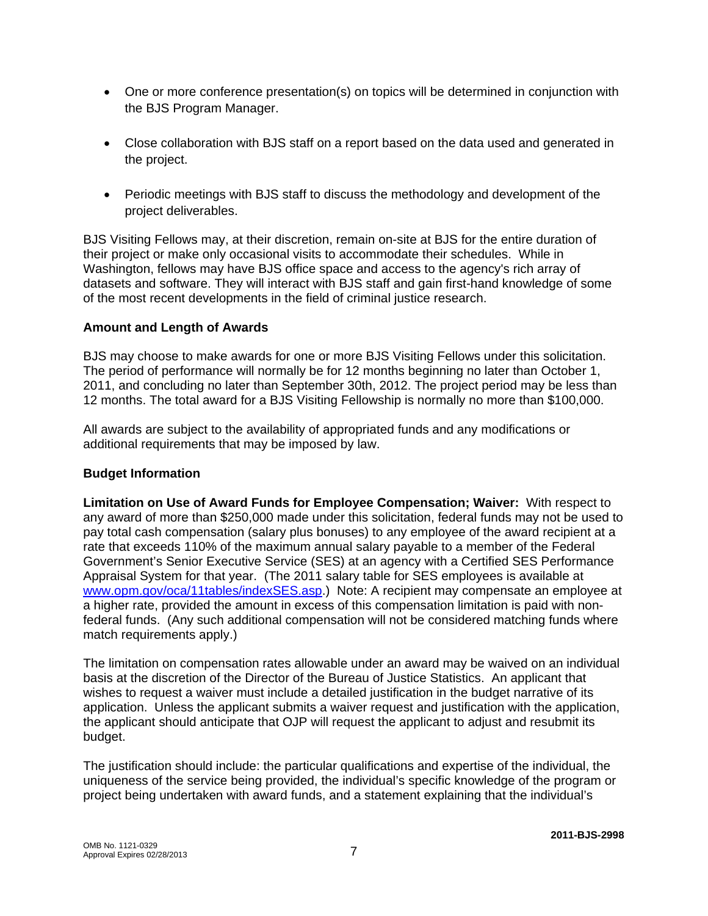- One or more conference presentation(s) on topics will be determined in conjunction with the BJS Program Manager.

- Close collaboration with BJS staff on a report based on the data used and generated in the project.

- Periodic meetings with BJS staff to discuss the methodology and development of the project deliverables.

BJS Visiting Fellows may, at their discretion, remain on-site at BJS for the entire duration of their project or make only occasional visits to accommodate their schedules. While in Washington, fellows may have BJS office space and access to the agency's rich array of datasets and software. They will interact with BJS staff and gain first-hand knowledge of some of the most recent developments in the field of criminal justice research.

**Amount and Length of Awards**

BJS may choose to make awards for one or more BJS Visiting Fellows under this solicitation. The period of performance will normally be for 12 months beginning no later than October 1, 2011, and concluding no later than September 30th, 2012. The project period may be less than 12 months. The total award for a BJS Visiting Fellowship is normally no more than $100,000.

All awards are subject to the availability of appropriated funds and any modifications or additional requirements that may be imposed by law.

**Budget Information**

**Limitation on Use of Award Funds for Employee Compensation; Waiver:** With respect to any award of more than $250,000 made under this solicitation, federal funds may not be used to pay total cash compensation (salary plus bonuses) to any employee of the award recipient at a rate that exceeds 110% of the maximum annual salary payable to a member of the Federal Government's Senior Executive Service (SES) at an agency with a Certified SES Performance Appraisal System for that year. (The 2011 salary table for SES employees is available at [www.opm.gov/oca/11tables/indexSES.asp](www.opm.gov/oca/11tables/indexSES.asp).) Note: A recipient may compensate an employee at a higher rate, provided the amount in excess of this compensation limitation is paid with non-federal funds. (Any such additional compensation will not be considered matching funds where match requirements apply.)

The limitation on compensation rates allowable under an award may be waived on an individual basis at the discretion of the Director of the Bureau of Justice Statistics. An applicant that wishes to request a waiver must include a detailed justification in the budget narrative of its application. Unless the applicant submits a waiver request and justification with the application, the applicant should anticipate that OJP will request the applicant to adjust and resubmit its budget.

The justification should include: the particular qualifications and expertise of the individual, the uniqueness of the service being provided, the individual's specific knowledge of the program or project being undertaken with award funds, and a statement explaining that the individual's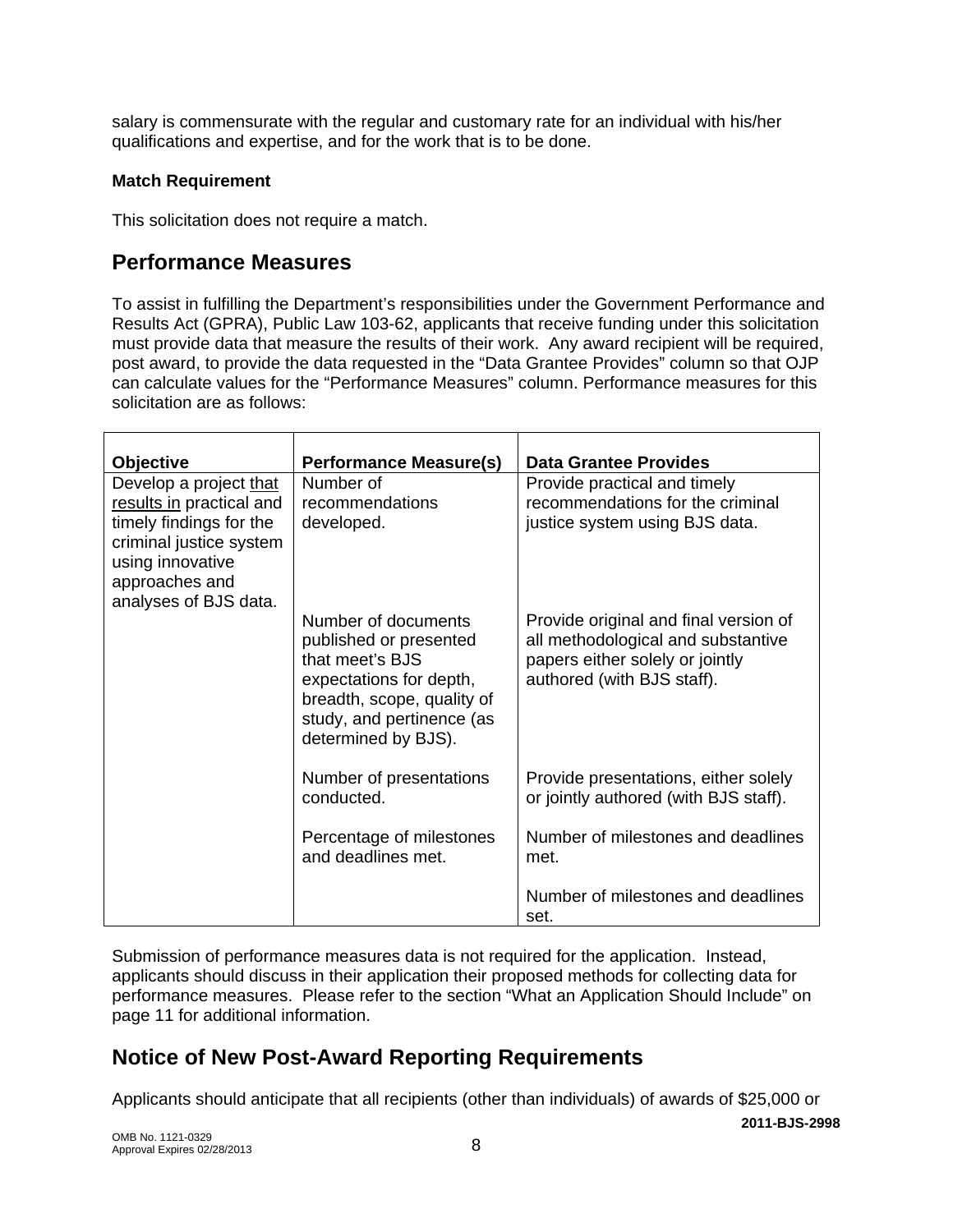salary is commensurate with the regular and customary rate for an individual with his/her qualifications and expertise, and for the work that is to be done.

**Match Requirement**

This solicitation does not require a match.

## Performance Measures

To assist in fulfilling the Department's responsibilities under the Government Performance and Results Act (GPRA), Public Law 103-62, applicants that receive funding under this solicitation must provide data that measure the results of their work. Any award recipient will be required, post award, to provide the data requested in the "Data Grantee Provides" column so that OJP can calculate values for the "Performance Measures" column. Performance measures for this solicitation are as follows:

| **Objective** | **Performance Measure(s)** | **Data Grantee Provides** |
|---|---|---|
| Develop a project <u>that results in</u> practical and timely findings for the criminal justice system using innovative approaches and analyses of BJS data. | Number of recommendations developed. | Provide practical and timely recommendations for the criminal justice system using BJS data. |
| | Number of documents published or presented that meet's BJS expectations for depth, breadth, scope, quality of study, and pertinence (as determined by BJS). | Provide original and final version of all methodological and substantive papers either solely or jointly authored (with BJS staff). |
| | Number of presentations conducted. | Provide presentations, either solely or jointly authored (with BJS staff). |
| | Percentage of milestones and deadlines met. | Number of milestones and deadlines met.<br><br>Number of milestones and deadlines set. |

Submission of performance measures data is not required for the application. Instead, applicants should discuss in their application their proposed methods for collecting data for performance measures. Please refer to the section "What an Application Should Include" on page 11 for additional information.

## Notice of New Post-Award Reporting Requirements

Applicants should anticipate that all recipients (other than individuals) of awards of $25,000 or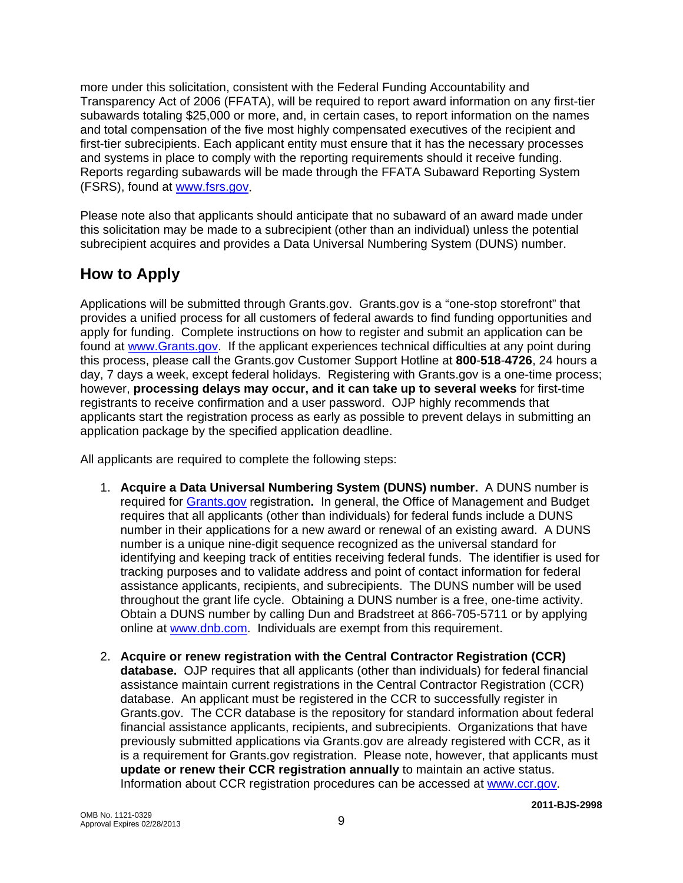more under this solicitation, consistent with the Federal Funding Accountability and Transparency Act of 2006 (FFATA), will be required to report award information on any first-tier subawards totaling $25,000 or more, and, in certain cases, to report information on the names and total compensation of the five most highly compensated executives of the recipient and first-tier subrecipients. Each applicant entity must ensure that it has the necessary processes and systems in place to comply with the reporting requirements should it receive funding. Reports regarding subawards will be made through the FFATA Subaward Reporting System (FSRS), found at www.fsrs.gov.

Please note also that applicants should anticipate that no subaward of an award made under this solicitation may be made to a subrecipient (other than an individual) unless the potential subrecipient acquires and provides a Data Universal Numbering System (DUNS) number.

## How to Apply

Applications will be submitted through Grants.gov. Grants.gov is a "one-stop storefront" that provides a unified process for all customers of federal awards to find funding opportunities and apply for funding. Complete instructions on how to register and submit an application can be found at www.Grants.gov. If the applicant experiences technical difficulties at any point during this process, please call the Grants.gov Customer Support Hotline at **800**-**518**-**4726**, 24 hours a day, 7 days a week, except federal holidays. Registering with Grants.gov is a one-time process; however, **processing delays may occur, and it can take up to several weeks** for first-time registrants to receive confirmation and a user password. OJP highly recommends that applicants start the registration process as early as possible to prevent delays in submitting an application package by the specified application deadline.

All applicants are required to complete the following steps:

1. **Acquire a Data Universal Numbering System (DUNS) number.** A DUNS number is required for Grants.gov registration**.** In general, the Office of Management and Budget requires that all applicants (other than individuals) for federal funds include a DUNS number in their applications for a new award or renewal of an existing award. A DUNS number is a unique nine-digit sequence recognized as the universal standard for identifying and keeping track of entities receiving federal funds. The identifier is used for tracking purposes and to validate address and point of contact information for federal assistance applicants, recipients, and subrecipients. The DUNS number will be used throughout the grant life cycle. Obtaining a DUNS number is a free, one-time activity. Obtain a DUNS number by calling Dun and Bradstreet at 866-705-5711 or by applying online at www.dnb.com. Individuals are exempt from this requirement.

2. **Acquire or renew registration with the Central Contractor Registration (CCR) database.** OJP requires that all applicants (other than individuals) for federal financial assistance maintain current registrations in the Central Contractor Registration (CCR) database. An applicant must be registered in the CCR to successfully register in Grants.gov. The CCR database is the repository for standard information about federal financial assistance applicants, recipients, and subrecipients. Organizations that have previously submitted applications via Grants.gov are already registered with CCR, as it is a requirement for Grants.gov registration. Please note, however, that applicants must **update or renew their CCR registration annually** to maintain an active status. Information about CCR registration procedures can be accessed at www.ccr.gov.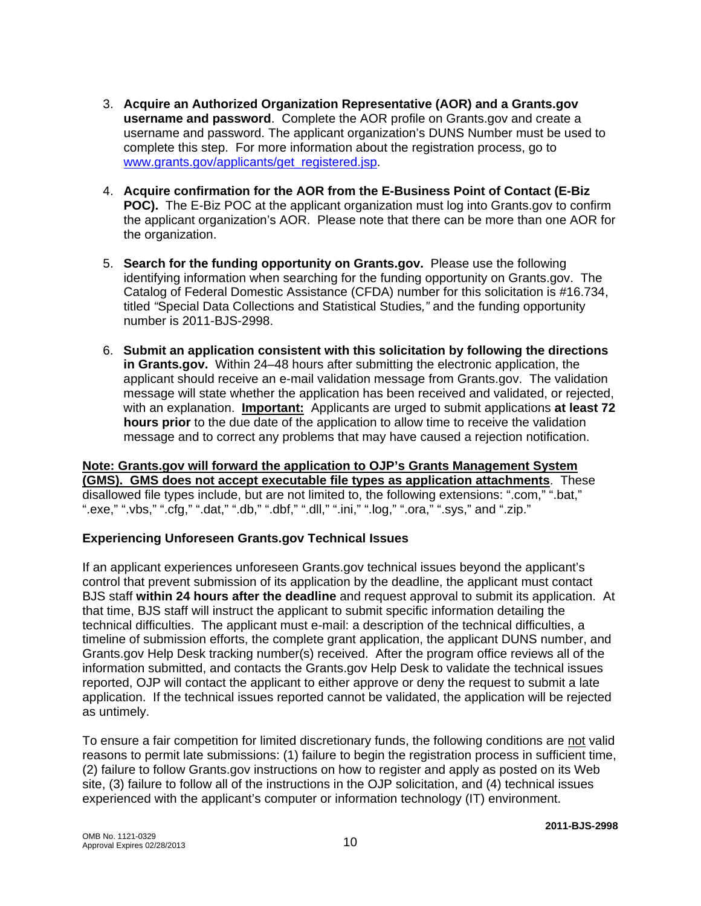3. **Acquire an Authorized Organization Representative (AOR) and a Grants.gov username and password**. Complete the AOR profile on Grants.gov and create a username and password. The applicant organization's DUNS Number must be used to complete this step. For more information about the registration process, go to www.grants.gov/applicants/get_registered.jsp.

4. **Acquire confirmation for the AOR from the E-Business Point of Contact (E-Biz POC).** The E-Biz POC at the applicant organization must log into Grants.gov to confirm the applicant organization's AOR. Please note that there can be more than one AOR for the organization.

5. **Search for the funding opportunity on Grants.gov.** Please use the following identifying information when searching for the funding opportunity on Grants.gov. The Catalog of Federal Domestic Assistance (CFDA) number for this solicitation is #16.734, titled *"*Special Data Collections and Statistical Studies*,"* and the funding opportunity number is 2011-BJS-2998.

6. **Submit an application consistent with this solicitation by following the directions in Grants.gov.** Within 24–48 hours after submitting the electronic application, the applicant should receive an e-mail validation message from Grants.gov. The validation message will state whether the application has been received and validated, or rejected, with an explanation. **Important:** Applicants are urged to submit applications **at least 72 hours prior** to the due date of the application to allow time to receive the validation message and to correct any problems that may have caused a rejection notification.

**Note: Grants.gov will forward the application to OJP's Grants Management System (GMS). GMS does not accept executable file types as application attachments**. These disallowed file types include, but are not limited to, the following extensions: ".com," ".bat," ".exe," ".vbs," ".cfg," ".dat," ".db," ".dbf," ".dll," ".ini," ".log," ".ora," ".sys," and ".zip."

**Experiencing Unforeseen Grants.gov Technical Issues**

If an applicant experiences unforeseen Grants.gov technical issues beyond the applicant's control that prevent submission of its application by the deadline, the applicant must contact BJS staff **within 24 hours after the deadline** and request approval to submit its application. At that time, BJS staff will instruct the applicant to submit specific information detailing the technical difficulties. The applicant must e-mail: a description of the technical difficulties, a timeline of submission efforts, the complete grant application, the applicant DUNS number, and Grants.gov Help Desk tracking number(s) received. After the program office reviews all of the information submitted, and contacts the Grants.gov Help Desk to validate the technical issues reported, OJP will contact the applicant to either approve or deny the request to submit a late application. If the technical issues reported cannot be validated, the application will be rejected as untimely.

To ensure a fair competition for limited discretionary funds, the following conditions are not valid reasons to permit late submissions: (1) failure to begin the registration process in sufficient time, (2) failure to follow Grants.gov instructions on how to register and apply as posted on its Web site, (3) failure to follow all of the instructions in the OJP solicitation, and (4) technical issues experienced with the applicant's computer or information technology (IT) environment.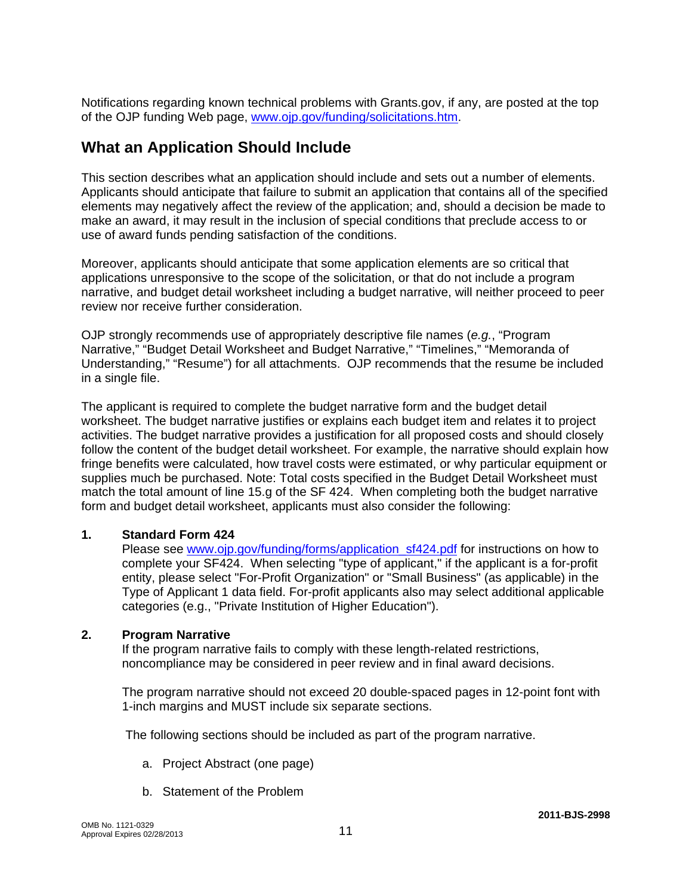Notifications regarding known technical problems with Grants.gov, if any, are posted at the top of the OJP funding Web page, [www.ojp.gov/funding/solicitations.htm](www.ojp.gov/funding/solicitations.htm).

## What an Application Should Include

This section describes what an application should include and sets out a number of elements. Applicants should anticipate that failure to submit an application that contains all of the specified elements may negatively affect the review of the application; and, should a decision be made to make an award, it may result in the inclusion of special conditions that preclude access to or use of award funds pending satisfaction of the conditions.

Moreover, applicants should anticipate that some application elements are so critical that applications unresponsive to the scope of the solicitation, or that do not include a program narrative, and budget detail worksheet including a budget narrative, will neither proceed to peer review nor receive further consideration.

OJP strongly recommends use of appropriately descriptive file names (*e.g.*, "Program Narrative," "Budget Detail Worksheet and Budget Narrative," "Timelines," "Memoranda of Understanding," "Resume") for all attachments. OJP recommends that the resume be included in a single file.

The applicant is required to complete the budget narrative form and the budget detail worksheet. The budget narrative justifies or explains each budget item and relates it to project activities. The budget narrative provides a justification for all proposed costs and should closely follow the content of the budget detail worksheet. For example, the narrative should explain how fringe benefits were calculated, how travel costs were estimated, or why particular equipment or supplies much be purchased. Note: Total costs specified in the Budget Detail Worksheet must match the total amount of line 15.g of the SF 424. When completing both the budget narrative form and budget detail worksheet, applicants must also consider the following:

**1. Standard Form 424**

Please see [www.ojp.gov/funding/forms/application_sf424.pdf](www.ojp.gov/funding/forms/application_sf424.pdf) for instructions on how to complete your SF424. When selecting "type of applicant," if the applicant is a for-profit entity, please select "For-Profit Organization" or "Small Business" (as applicable) in the Type of Applicant 1 data field. For-profit applicants also may select additional applicable categories (e.g., "Private Institution of Higher Education").

**2. Program Narrative**

If the program narrative fails to comply with these length-related restrictions, noncompliance may be considered in peer review and in final award decisions.

The program narrative should not exceed 20 double-spaced pages in 12-point font with 1-inch margins and MUST include six separate sections.

The following sections should be included as part of the program narrative.

a. Project Abstract (one page)

b. Statement of the Problem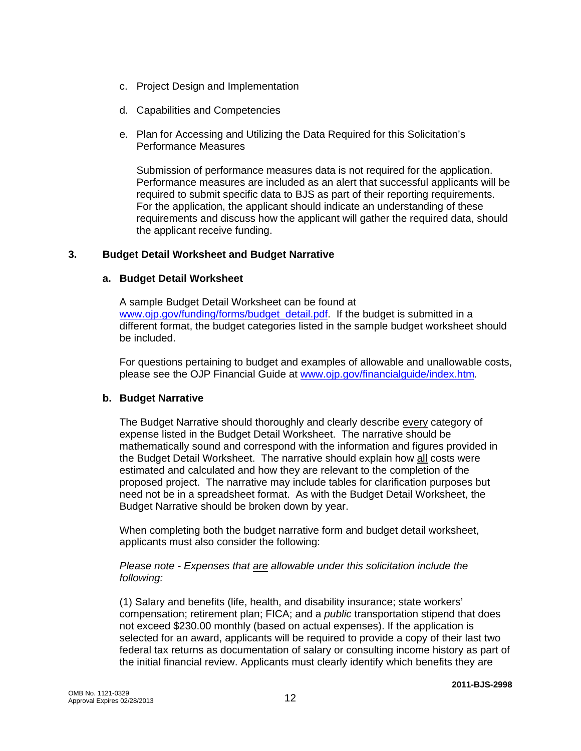c. Project Design and Implementation

d. Capabilities and Competencies

e. Plan for Accessing and Utilizing the Data Required for this Solicitation's Performance Measures

   Submission of performance measures data is not required for the application. Performance measures are included as an alert that successful applicants will be required to submit specific data to BJS as part of their reporting requirements. For the application, the applicant should indicate an understanding of these requirements and discuss how the applicant will gather the required data, should the applicant receive funding.

### 3. Budget Detail Worksheet and Budget Narrative

#### a. Budget Detail Worksheet

A sample Budget Detail Worksheet can be found at www.ojp.gov/funding/forms/budget_detail.pdf. If the budget is submitted in a different format, the budget categories listed in the sample budget worksheet should be included.

For questions pertaining to budget and examples of allowable and unallowable costs, please see the OJP Financial Guide at www.ojp.gov/financialguide/index.htm*.*

#### b. Budget Narrative

The Budget Narrative should thoroughly and clearly describe every category of expense listed in the Budget Detail Worksheet. The narrative should be mathematically sound and correspond with the information and figures provided in the Budget Detail Worksheet. The narrative should explain how all costs were estimated and calculated and how they are relevant to the completion of the proposed project. The narrative may include tables for clarification purposes but need not be in a spreadsheet format. As with the Budget Detail Worksheet, the Budget Narrative should be broken down by year.

When completing both the budget narrative form and budget detail worksheet, applicants must also consider the following:

*Please note - Expenses that are allowable under this solicitation include the following:*

(1) Salary and benefits (life, health, and disability insurance; state workers' compensation; retirement plan; FICA; and a *public* transportation stipend that does not exceed $230.00 monthly (based on actual expenses). If the application is selected for an award, applicants will be required to provide a copy of their last two federal tax returns as documentation of salary or consulting income history as part of the initial financial review. Applicants must clearly identify which benefits they are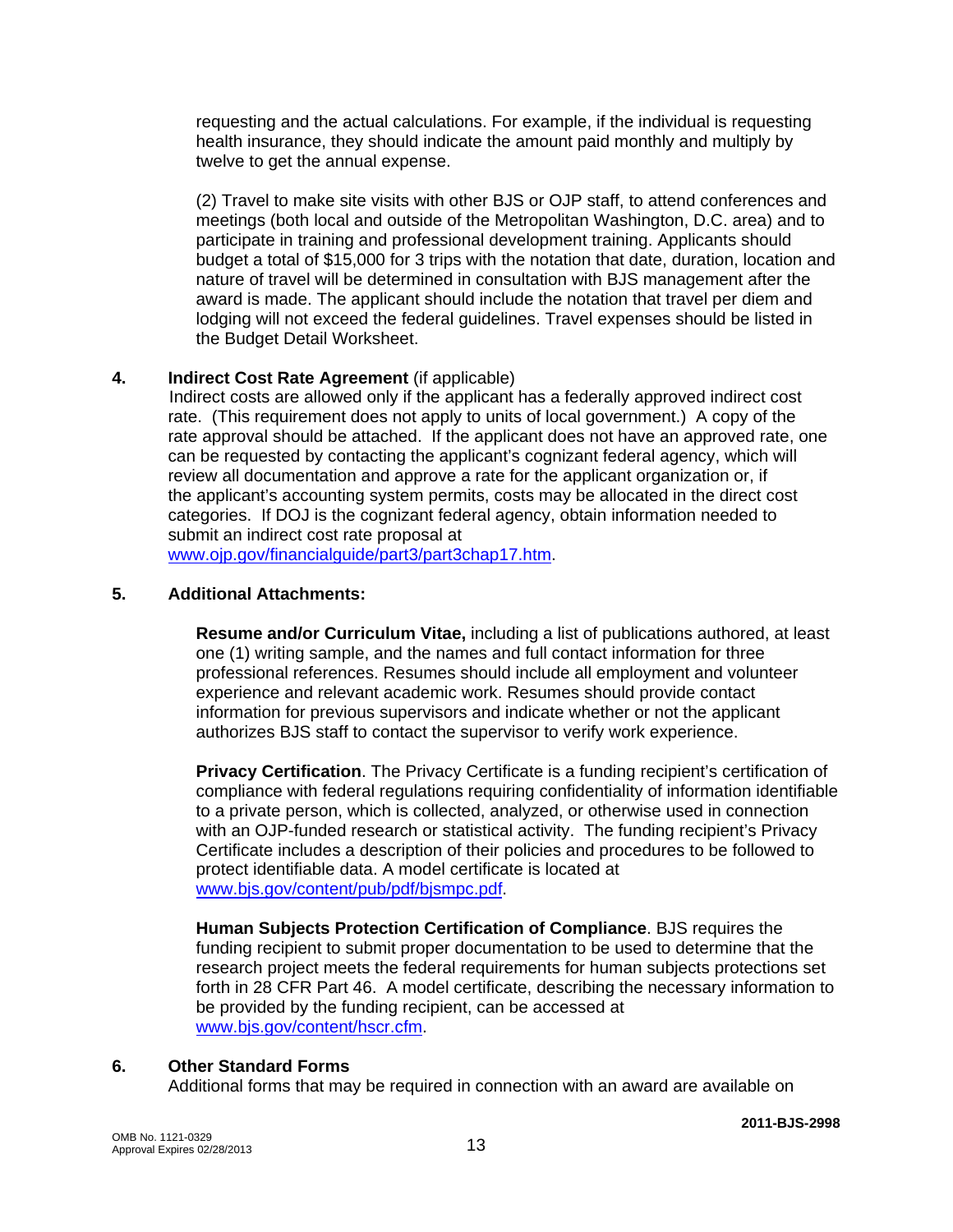requesting and the actual calculations. For example, if the individual is requesting health insurance, they should indicate the amount paid monthly and multiply by twelve to get the annual expense.

(2) Travel to make site visits with other BJS or OJP staff, to attend conferences and meetings (both local and outside of the Metropolitan Washington, D.C. area) and to participate in training and professional development training. Applicants should budget a total of $15,000 for 3 trips with the notation that date, duration, location and nature of travel will be determined in consultation with BJS management after the award is made. The applicant should include the notation that travel per diem and lodging will not exceed the federal guidelines. Travel expenses should be listed in the Budget Detail Worksheet.

**4. Indirect Cost Rate Agreement** (if applicable)

Indirect costs are allowed only if the applicant has a federally approved indirect cost rate. (This requirement does not apply to units of local government.) A copy of the rate approval should be attached. If the applicant does not have an approved rate, one can be requested by contacting the applicant's cognizant federal agency, which will review all documentation and approve a rate for the applicant organization or, if the applicant's accounting system permits, costs may be allocated in the direct cost categories. If DOJ is the cognizant federal agency, obtain information needed to submit an indirect cost rate proposal at www.ojp.gov/financialguide/part3/part3chap17.htm.

**5. Additional Attachments:**

**Resume and/or Curriculum Vitae,** including a list of publications authored, at least one (1) writing sample, and the names and full contact information for three professional references. Resumes should include all employment and volunteer experience and relevant academic work. Resumes should provide contact information for previous supervisors and indicate whether or not the applicant authorizes BJS staff to contact the supervisor to verify work experience.

**Privacy Certification**. The Privacy Certificate is a funding recipient's certification of compliance with federal regulations requiring confidentiality of information identifiable to a private person, which is collected, analyzed, or otherwise used in connection with an OJP-funded research or statistical activity. The funding recipient's Privacy Certificate includes a description of their policies and procedures to be followed to protect identifiable data. A model certificate is located at www.bjs.gov/content/pub/pdf/bjsmpc.pdf.

**Human Subjects Protection Certification of Compliance**. BJS requires the funding recipient to submit proper documentation to be used to determine that the research project meets the federal requirements for human subjects protections set forth in 28 CFR Part 46. A model certificate, describing the necessary information to be provided by the funding recipient, can be accessed at www.bjs.gov/content/hscr.cfm.

**6. Other Standard Forms**

Additional forms that may be required in connection with an award are available on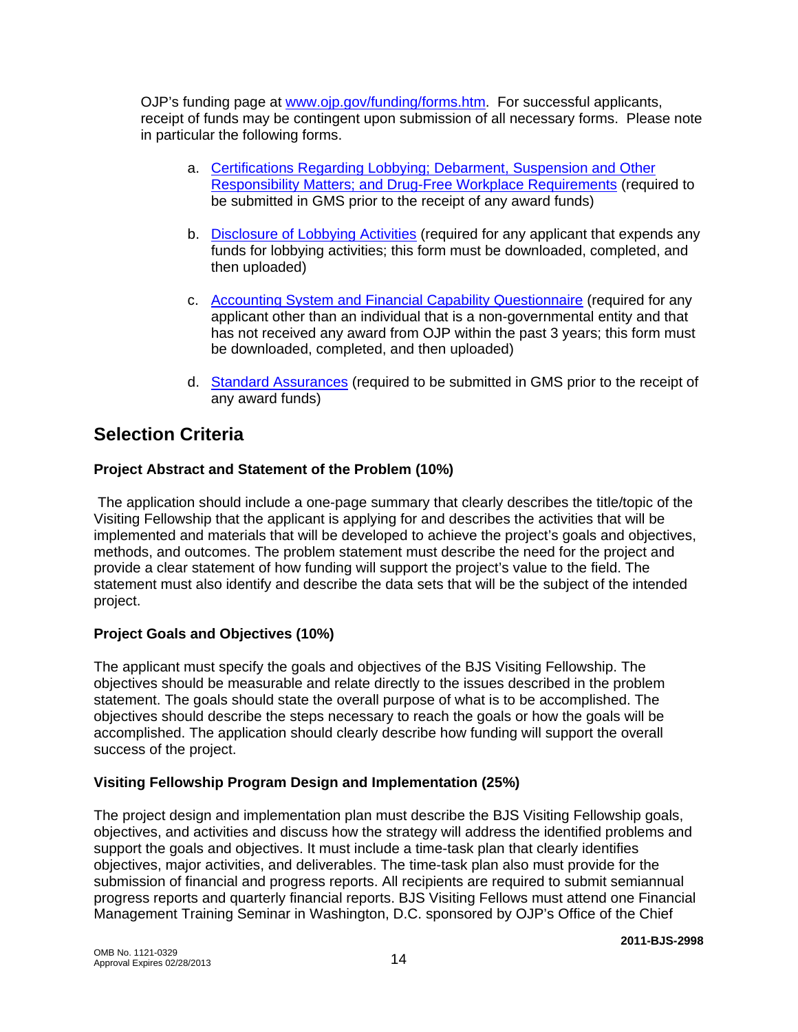OJP's funding page at [www.ojp.gov/funding/forms.htm](www.ojp.gov/funding/forms.htm). For successful applicants, receipt of funds may be contingent upon submission of all necessary forms. Please note in particular the following forms.

a. Certifications Regarding Lobbying; Debarment, Suspension and Other Responsibility Matters; and Drug-Free Workplace Requirements (required to be submitted in GMS prior to the receipt of any award funds)

b. Disclosure of Lobbying Activities (required for any applicant that expends any funds for lobbying activities; this form must be downloaded, completed, and then uploaded)

c. Accounting System and Financial Capability Questionnaire (required for any applicant other than an individual that is a non-governmental entity and that has not received any award from OJP within the past 3 years; this form must be downloaded, completed, and then uploaded)

d. Standard Assurances (required to be submitted in GMS prior to the receipt of any award funds)

## Selection Criteria

**Project Abstract and Statement of the Problem (10%)**

The application should include a one-page summary that clearly describes the title/topic of the Visiting Fellowship that the applicant is applying for and describes the activities that will be implemented and materials that will be developed to achieve the project's goals and objectives, methods, and outcomes. The problem statement must describe the need for the project and provide a clear statement of how funding will support the project's value to the field. The statement must also identify and describe the data sets that will be the subject of the intended project.

**Project Goals and Objectives (10%)**

The applicant must specify the goals and objectives of the BJS Visiting Fellowship. The objectives should be measurable and relate directly to the issues described in the problem statement. The goals should state the overall purpose of what is to be accomplished. The objectives should describe the steps necessary to reach the goals or how the goals will be accomplished. The application should clearly describe how funding will support the overall success of the project.

**Visiting Fellowship Program Design and Implementation (25%)**

The project design and implementation plan must describe the BJS Visiting Fellowship goals, objectives, and activities and discuss how the strategy will address the identified problems and support the goals and objectives. It must include a time-task plan that clearly identifies objectives, major activities, and deliverables. The time-task plan also must provide for the submission of financial and progress reports. All recipients are required to submit semiannual progress reports and quarterly financial reports. BJS Visiting Fellows must attend one Financial Management Training Seminar in Washington, D.C. sponsored by OJP's Office of the Chief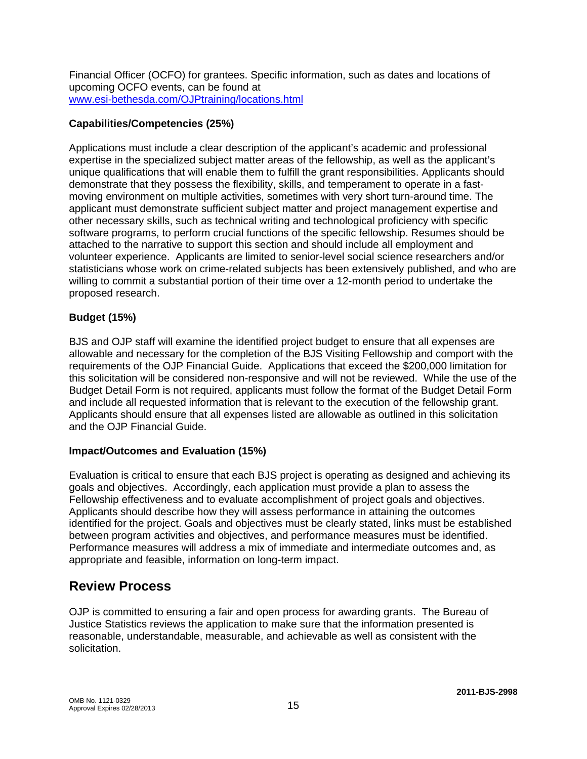Financial Officer (OCFO) for grantees. Specific information, such as dates and locations of upcoming OCFO events, can be found at www.esi-bethesda.com/OJPtraining/locations.html

**Capabilities/Competencies (25%)**

Applications must include a clear description of the applicant's academic and professional expertise in the specialized subject matter areas of the fellowship, as well as the applicant's unique qualifications that will enable them to fulfill the grant responsibilities. Applicants should demonstrate that they possess the flexibility, skills, and temperament to operate in a fast-moving environment on multiple activities, sometimes with very short turn-around time. The applicant must demonstrate sufficient subject matter and project management expertise and other necessary skills, such as technical writing and technological proficiency with specific software programs, to perform crucial functions of the specific fellowship. Resumes should be attached to the narrative to support this section and should include all employment and volunteer experience. Applicants are limited to senior-level social science researchers and/or statisticians whose work on crime-related subjects has been extensively published, and who are willing to commit a substantial portion of their time over a 12-month period to undertake the proposed research.

**Budget (15%)**

BJS and OJP staff will examine the identified project budget to ensure that all expenses are allowable and necessary for the completion of the BJS Visiting Fellowship and comport with the requirements of the OJP Financial Guide. Applications that exceed the $200,000 limitation for this solicitation will be considered non-responsive and will not be reviewed. While the use of the Budget Detail Form is not required, applicants must follow the format of the Budget Detail Form and include all requested information that is relevant to the execution of the fellowship grant. Applicants should ensure that all expenses listed are allowable as outlined in this solicitation and the OJP Financial Guide.

**Impact/Outcomes and Evaluation (15%)**

Evaluation is critical to ensure that each BJS project is operating as designed and achieving its goals and objectives. Accordingly, each application must provide a plan to assess the Fellowship effectiveness and to evaluate accomplishment of project goals and objectives. Applicants should describe how they will assess performance in attaining the outcomes identified for the project. Goals and objectives must be clearly stated, links must be established between program activities and objectives, and performance measures must be identified. Performance measures will address a mix of immediate and intermediate outcomes and, as appropriate and feasible, information on long-term impact.

## Review Process

OJP is committed to ensuring a fair and open process for awarding grants. The Bureau of Justice Statistics reviews the application to make sure that the information presented is reasonable, understandable, measurable, and achievable as well as consistent with the solicitation.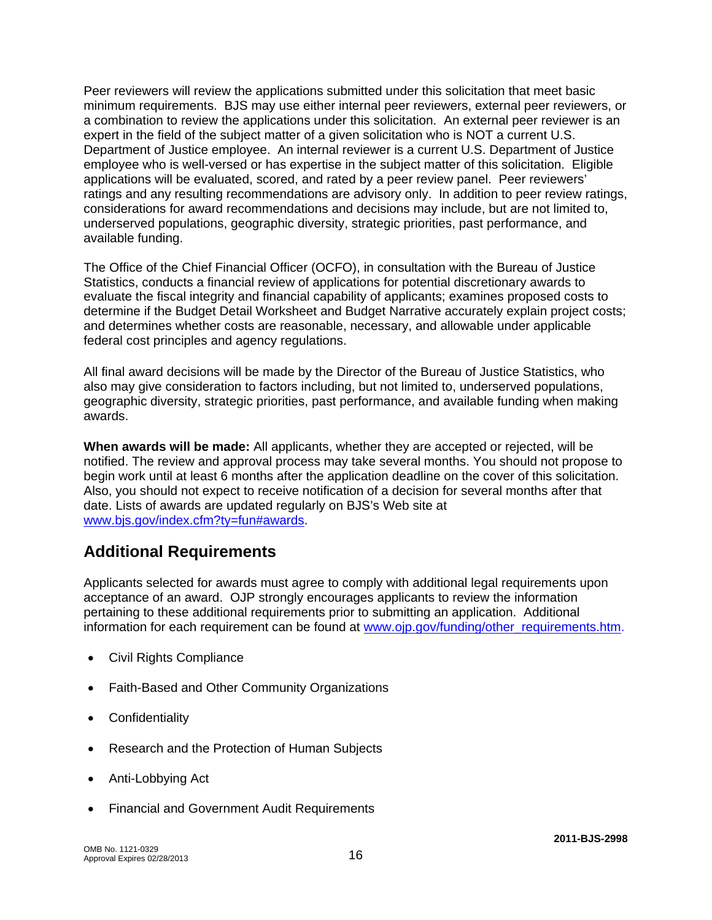Peer reviewers will review the applications submitted under this solicitation that meet basic minimum requirements. BJS may use either internal peer reviewers, external peer reviewers, or a combination to review the applications under this solicitation. An external peer reviewer is an expert in the field of the subject matter of a given solicitation who is NOT a current U.S. Department of Justice employee. An internal reviewer is a current U.S. Department of Justice employee who is well-versed or has expertise in the subject matter of this solicitation. Eligible applications will be evaluated, scored, and rated by a peer review panel. Peer reviewers' ratings and any resulting recommendations are advisory only. In addition to peer review ratings, considerations for award recommendations and decisions may include, but are not limited to, underserved populations, geographic diversity, strategic priorities, past performance, and available funding.

The Office of the Chief Financial Officer (OCFO), in consultation with the Bureau of Justice Statistics, conducts a financial review of applications for potential discretionary awards to evaluate the fiscal integrity and financial capability of applicants; examines proposed costs to determine if the Budget Detail Worksheet and Budget Narrative accurately explain project costs; and determines whether costs are reasonable, necessary, and allowable under applicable federal cost principles and agency regulations.

All final award decisions will be made by the Director of the Bureau of Justice Statistics, who also may give consideration to factors including, but not limited to, underserved populations, geographic diversity, strategic priorities, past performance, and available funding when making awards.

**When awards will be made:** All applicants, whether they are accepted or rejected, will be notified. The review and approval process may take several months. You should not propose to begin work until at least 6 months after the application deadline on the cover of this solicitation. Also, you should not expect to receive notification of a decision for several months after that date. Lists of awards are updated regularly on BJS's Web site at www.bjs.gov/index.cfm?ty=fun#awards.

## Additional Requirements

Applicants selected for awards must agree to comply with additional legal requirements upon acceptance of an award. OJP strongly encourages applicants to review the information pertaining to these additional requirements prior to submitting an application. Additional information for each requirement can be found at www.ojp.gov/funding/other_requirements.htm.

- Civil Rights Compliance
- Faith-Based and Other Community Organizations
- Confidentiality
- Research and the Protection of Human Subjects
- Anti-Lobbying Act
- Financial and Government Audit Requirements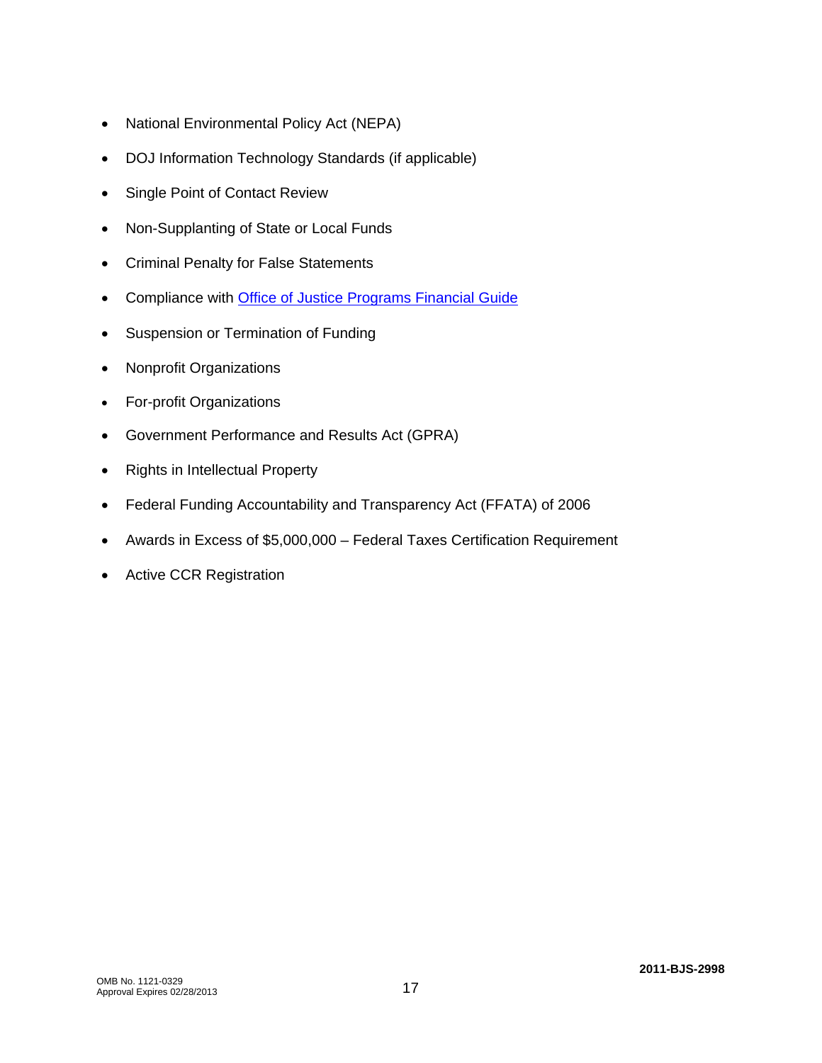- National Environmental Policy Act (NEPA)
- DOJ Information Technology Standards (if applicable)
- Single Point of Contact Review
- Non-Supplanting of State or Local Funds
- Criminal Penalty for False Statements
- Compliance with Office of Justice Programs Financial Guide
- Suspension or Termination of Funding
- Nonprofit Organizations
- For-profit Organizations
- Government Performance and Results Act (GPRA)
- Rights in Intellectual Property
- Federal Funding Accountability and Transparency Act (FFATA) of 2006
- Awards in Excess of $5,000,000 – Federal Taxes Certification Requirement
- Active CCR Registration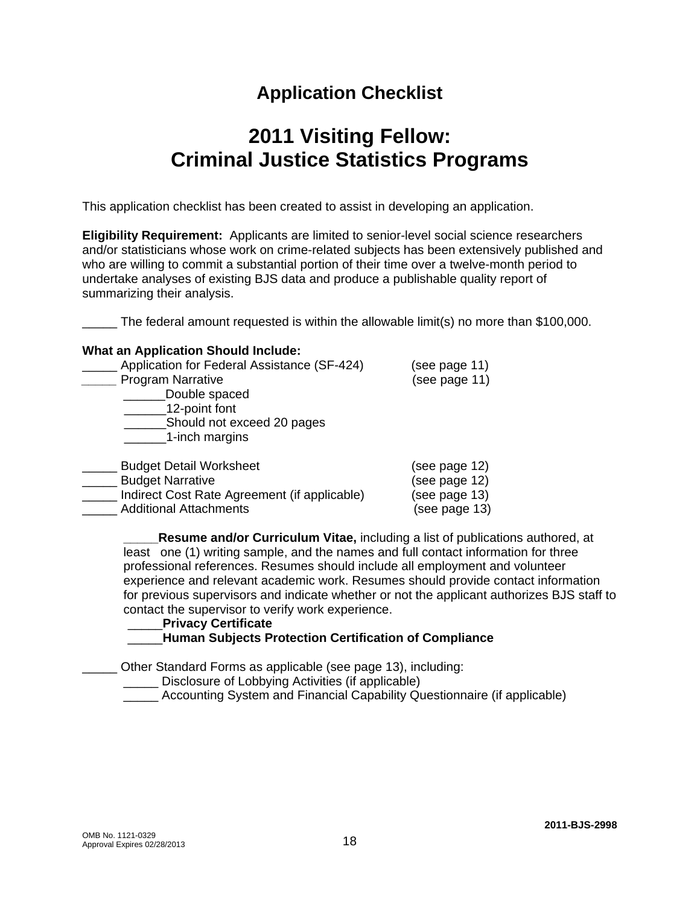## Application Checklist

# 2011 Visiting Fellow: Criminal Justice Statistics Programs

This application checklist has been created to assist in developing an application.

**Eligibility Requirement:** Applicants are limited to senior-level social science researchers and/or statisticians whose work on crime-related subjects has been extensively published and who are willing to commit a substantial portion of their time over a twelve-month period to undertake analyses of existing BJS data and produce a publishable quality report of summarizing their analysis.

_____ The federal amount requested is within the allowable limit(s) no more than $100,000.

**What an Application Should Include:**

_____ Application for Federal Assistance (SF-424) (see page 11)
_____ Program Narrative (see page 11)
  ______Double spaced
  ______12-point font
  ______Should not exceed 20 pages
  ______1-inch margins

_____ Budget Detail Worksheet (see page 12)
_____ Budget Narrative (see page 12)
_____ Indirect Cost Rate Agreement (if applicable) (see page 13)
_____ Additional Attachments (see page 13)

  _____**Resume and/or Curriculum Vitae,** including a list of publications authored, at least one (1) writing sample, and the names and full contact information for three professional references. Resumes should include all employment and volunteer experience and relevant academic work. Resumes should provide contact information for previous supervisors and indicate whether or not the applicant authorizes BJS staff to contact the supervisor to verify work experience.
  _____**Privacy Certificate**
  _____**Human Subjects Protection Certification of Compliance**

_____ Other Standard Forms as applicable (see page 13), including:
  _____ Disclosure of Lobbying Activities (if applicable)
  _____ Accounting System and Financial Capability Questionnaire (if applicable)